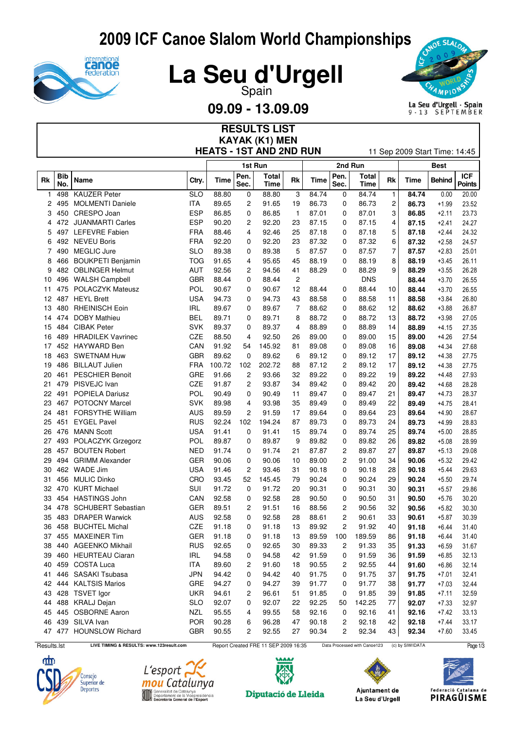# 2009 ICF Canoe Slalom World Championships

# La Seu d'Urgell

Spain

## 09.09 - 13.09.09

## RESULTS LIST
## KAYAK (K1) MEN
## HEATS - 1ST AND 2ND RUN

11 Sep 2009 Start Time: 14:45

| Rk | Bib No. | Name | Ctry. | 1st Run Time | 1st Run Pen. Sec. | 1st Run Total Time | 1st Run Rk | 2nd Run Time | 2nd Run Pen. Sec. | 2nd Run Total Time | 2nd Run Rk | Best Time | Behind | ICF Points |
|---|---|---|---|---|---|---|---|---|---|---|---|---|---|---|
| 1 | 498 | KAUZER Peter | SLO | 88.80 | 0 | 88.80 | 3 | 84.74 | 0 | 84.74 | 1 | **84.74** | 0.00 | 20.00 |
| 2 | 495 | MOLMENTI Daniele | ITA | 89.65 | 2 | 91.65 | 19 | 86.73 | 0 | 86.73 | 2 | **86.73** | +1.99 | 23.52 |
| 3 | 450 | CRESPO Joan | ESP | 86.85 | 0 | 86.85 | 1 | 87.01 | 0 | 87.01 | 3 | **86.85** | +2.11 | 23.73 |
| 4 | 472 | JUANMARTI Carles | ESP | 90.20 | 2 | 92.20 | 23 | 87.15 | 0 | 87.15 | 4 | **87.15** | +2.41 | 24.27 |
| 5 | 497 | LEFEVRE Fabien | FRA | 88.46 | 4 | 92.46 | 25 | 87.18 | 0 | 87.18 | 5 | **87.18** | +2.44 | 24.32 |
| 6 | 492 | NEVEU Boris | FRA | 92.20 | 0 | 92.20 | 23 | 87.32 | 0 | 87.32 | 6 | **87.32** | +2.58 | 24.57 |
| 7 | 490 | MEGLIC Jure | SLO | 89.38 | 0 | 89.38 | 5 | 87.57 | 0 | 87.57 | 7 | **87.57** | +2.83 | 25.01 |
| 8 | 466 | BOUKPETI Benjamin | TOG | 91.65 | 4 | 95.65 | 45 | 88.19 | 0 | 88.19 | 8 | **88.19** | +3.45 | 26.11 |
| 9 | 482 | OBLINGER Helmut | AUT | 92.56 | 2 | 94.56 | 41 | 88.29 | 0 | 88.29 | 9 | **88.29** | +3.55 | 26.28 |
| 10 | 496 | WALSH Campbell | GBR | 88.44 | 0 | 88.44 | 2 | | | DNS | | **88.44** | +3.70 | 26.55 |
| 11 | 475 | POLACZYK Mateusz | POL | 90.67 | 0 | 90.67 | 12 | 88.44 | 0 | 88.44 | 10 | **88.44** | +3.70 | 26.55 |
| 12 | 487 | HEYL Brett | USA | 94.73 | 0 | 94.73 | 43 | 88.58 | 0 | 88.58 | 11 | **88.58** | +3.84 | 26.80 |
| 13 | 480 | RHEINISCH Eoin | IRL | 89.67 | 0 | 89.67 | 7 | 88.62 | 0 | 88.62 | 12 | **88.62** | +3.88 | 26.87 |
| 14 | 474 | DOBY Mathieu | BEL | 89.71 | 0 | 89.71 | 8 | 88.72 | 0 | 88.72 | 13 | **88.72** | +3.98 | 27.05 |
| 15 | 484 | CIBAK Peter | SVK | 89.37 | 0 | 89.37 | 4 | 88.89 | 0 | 88.89 | 14 | **88.89** | +4.15 | 27.35 |
| 16 | 489 | HRADILEK Vavrinec | CZE | 88.50 | 4 | 92.50 | 26 | 89.00 | 0 | 89.00 | 15 | **89.00** | +4.26 | 27.54 |
| 17 | 452 | HAYWARD Ben | CAN | 91.92 | 54 | 145.92 | 81 | 89.08 | 0 | 89.08 | 16 | **89.08** | +4.34 | 27.68 |
| 18 | 463 | SWETNAM Huw | GBR | 89.62 | 0 | 89.62 | 6 | 89.12 | 0 | 89.12 | 17 | **89.12** | +4.38 | 27.75 |
| 19 | 486 | BILLAUT Julien | FRA | 100.72 | 102 | 202.72 | 88 | 87.12 | 2 | 89.12 | 17 | **89.12** | +4.38 | 27.75 |
| 20 | 461 | PESCHIER Benoit | GRE | 91.66 | 2 | 93.66 | 32 | 89.22 | 0 | 89.22 | 19 | **89.22** | +4.48 | 27.93 |
| 21 | 479 | PISVEJC Ivan | CZE | 91.87 | 2 | 93.87 | 34 | 89.42 | 0 | 89.42 | 20 | **89.42** | +4.68 | 28.28 |
| 22 | 491 | POPIELA Dariusz | POL | 90.49 | 0 | 90.49 | 11 | 89.47 | 0 | 89.47 | 21 | **89.47** | +4.73 | 28.37 |
| 23 | 467 | POTOCNY Marcel | SVK | 89.98 | 4 | 93.98 | 35 | 89.49 | 0 | 89.49 | 22 | **89.49** | +4.75 | 28.41 |
| 24 | 481 | FORSYTHE William | AUS | 89.59 | 2 | 91.59 | 17 | 89.64 | 0 | 89.64 | 23 | **89.64** | +4.90 | 28.67 |
| 25 | 451 | EYGEL Pavel | RUS | 92.24 | 102 | 194.24 | 87 | 89.73 | 0 | 89.73 | 24 | **89.73** | +4.99 | 28.83 |
| 26 | 476 | MANN Scott | USA | 91.41 | 0 | 91.41 | 15 | 89.74 | 0 | 89.74 | 25 | **89.74** | +5.00 | 28.85 |
| 27 | 493 | POLACZYK Grzegorz | POL | 89.87 | 0 | 89.87 | 9 | 89.82 | 0 | 89.82 | 26 | **89.82** | +5.08 | 28.99 |
| 28 | 457 | BOUTEN Robert | NED | 91.74 | 0 | 91.74 | 21 | 87.87 | 2 | 89.87 | 27 | **89.87** | +5.13 | 29.08 |
| 29 | 494 | GRIMM Alexander | GER | 90.06 | 0 | 90.06 | 10 | 89.00 | 2 | 91.00 | 34 | **90.06** | +5.32 | 29.42 |
| 30 | 462 | WADE Jim | USA | 91.46 | 2 | 93.46 | 31 | 90.18 | 0 | 90.18 | 28 | **90.18** | +5.44 | 29.63 |
| 31 | 456 | MULIC Dinko | CRO | 93.45 | 52 | 145.45 | 79 | 90.24 | 0 | 90.24 | 29 | **90.24** | +5.50 | 29.74 |
| 32 | 470 | KURT Michael | SUI | 91.72 | 0 | 91.72 | 20 | 90.31 | 0 | 90.31 | 30 | **90.31** | +5.57 | 29.86 |
| 33 | 454 | HASTINGS John | CAN | 92.58 | 0 | 92.58 | 28 | 90.50 | 0 | 90.50 | 31 | **90.50** | +5.76 | 30.20 |
| 34 | 478 | SCHUBERT Sebastian | GER | 89.51 | 2 | 91.51 | 16 | 88.56 | 2 | 90.56 | 32 | **90.56** | +5.82 | 30.30 |
| 35 | 483 | DRAPER Warwick | AUS | 92.58 | 0 | 92.58 | 28 | 88.61 | 2 | 90.61 | 33 | **90.61** | +5.87 | 30.39 |
| 36 | 458 | BUCHTEL Michal | CZE | 91.18 | 0 | 91.18 | 13 | 89.92 | 2 | 91.92 | 40 | **91.18** | +6.44 | 31.40 |
| 37 | 455 | MAXEINER Tim | GER | 91.18 | 0 | 91.18 | 13 | 89.59 | 100 | 189.59 | 86 | **91.18** | +6.44 | 31.40 |
| 38 | 440 | AGEENKO Mikhail | RUS | 92.65 | 0 | 92.65 | 30 | 89.33 | 2 | 91.33 | 35 | **91.33** | +6.59 | 31.67 |
| 39 | 460 | HEURTEAU Ciaran | IRL | 94.58 | 0 | 94.58 | 42 | 91.59 | 0 | 91.59 | 36 | **91.59** | +6.85 | 32.13 |
| 40 | 459 | COSTA Luca | ITA | 89.60 | 2 | 91.60 | 18 | 90.55 | 2 | 92.55 | 44 | **91.60** | +6.86 | 32.14 |
| 41 | 446 | SASAKI Tsubasa | JPN | 94.42 | 0 | 94.42 | 40 | 91.75 | 0 | 91.75 | 37 | **91.75** | +7.01 | 32.41 |
| 42 | 444 | KALTSIS Marios | GRE | 94.27 | 0 | 94.27 | 39 | 91.77 | 0 | 91.77 | 38 | **91.77** | +7.03 | 32.44 |
| 43 | 428 | TSVET Igor | UKR | 94.61 | 2 | 96.61 | 51 | 91.85 | 0 | 91.85 | 39 | **91.85** | +7.11 | 32.59 |
| 44 | 488 | KRALJ Dejan | SLO | 92.07 | 0 | 92.07 | 22 | 92.25 | 50 | 142.25 | 77 | **92.07** | +7.33 | 32.97 |
| 45 | 445 | OSBORNE Aaron | NZL | 95.55 | 4 | 99.55 | 58 | 92.16 | 0 | 92.16 | 41 | **92.16** | +7.42 | 33.13 |
| 46 | 439 | SILVA Ivan | POR | 90.28 | 6 | 96.28 | 47 | 90.18 | 2 | 92.18 | 42 | **92.18** | +7.44 | 33.17 |
| 47 | 477 | HOUNSLOW Richard | GBR | 90.55 | 2 | 92.55 | 27 | 90.34 | 2 | 92.34 | 43 | **92.34** | +7.60 | 33.45 |

Results.lst LIVE TIMING & RESULTS: www.123result.com Report Created FRE 11 SEP 2009 16:35 Data Processed with Canoe123 (c) by SIWIDATA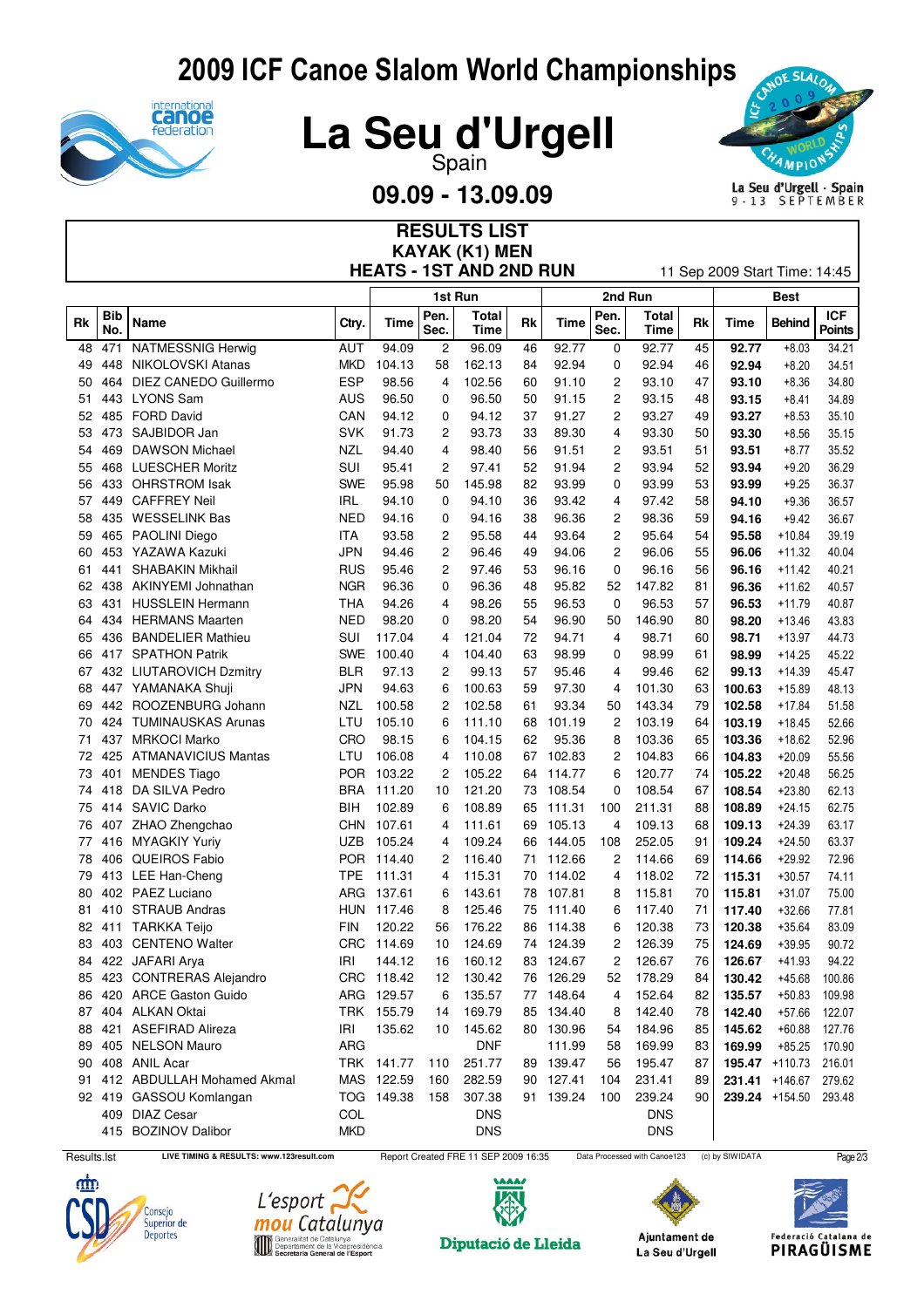# 2009 ICF Canoe Slalom World Championships

# La Seu d'Urgell

Spain

**09.09 - 13.09.09**

## RESULTS LIST
## KAYAK (K1) MEN
## HEATS - 1ST AND 2ND RUN

11 Sep 2009 Start Time: 14:45

| Rk | Bib No. | Name | Ctry. | 1st Run Time | Pen. Sec. | Total Time | Rk | 2nd Run Time | Pen. Sec. | Total Time | Rk | Best Time | Behind | ICF Points |
|---|---|---|---|---|---|---|---|---|---|---|---|---|---|---|
| 48 | 471 | NATMESSNIG Herwig | AUT | 94.09 | 2 | 96.09 | 46 | 92.77 | 0 | 92.77 | 45 | **92.77** | +8.03 | 34.21 |
| 49 | 448 | NIKOLOVSKI Atanas | MKD | 104.13 | 58 | 162.13 | 84 | 92.94 | 0 | 92.94 | 46 | **92.94** | +8.20 | 34.51 |
| 50 | 464 | DIEZ CANEDO Guillermo | ESP | 98.56 | 4 | 102.56 | 60 | 91.10 | 2 | 93.10 | 47 | **93.10** | +8.36 | 34.80 |
| 51 | 443 | LYONS Sam | AUS | 96.50 | 0 | 96.50 | 50 | 91.15 | 2 | 93.15 | 48 | **93.15** | +8.41 | 34.89 |
| 52 | 485 | FORD David | CAN | 94.12 | 0 | 94.12 | 37 | 91.27 | 2 | 93.27 | 49 | **93.27** | +8.53 | 35.10 |
| 53 | 473 | SAJBIDOR Jan | SVK | 91.73 | 2 | 93.73 | 33 | 89.30 | 4 | 93.30 | 50 | **93.30** | +8.56 | 35.15 |
| 54 | 469 | DAWSON Michael | NZL | 94.40 | 4 | 98.40 | 56 | 91.51 | 2 | 93.51 | 51 | **93.51** | +8.77 | 35.52 |
| 55 | 468 | LUESCHER Moritz | SUI | 95.41 | 2 | 97.41 | 52 | 91.94 | 2 | 93.94 | 52 | **93.94** | +9.20 | 36.29 |
| 56 | 433 | OHRSTROM Isak | SWE | 95.98 | 50 | 145.98 | 82 | 93.99 | 0 | 93.99 | 53 | **93.99** | +9.25 | 36.37 |
| 57 | 449 | CAFFREY Neil | IRL | 94.10 | 0 | 94.10 | 36 | 93.42 | 4 | 97.42 | 58 | **94.10** | +9.36 | 36.57 |
| 58 | 435 | WESSELINK Bas | NED | 94.16 | 0 | 94.16 | 38 | 96.36 | 2 | 98.36 | 59 | **94.16** | +9.42 | 36.67 |
| 59 | 465 | PAOLINI Diego | ITA | 93.58 | 2 | 95.58 | 44 | 93.64 | 2 | 95.64 | 54 | **95.58** | +10.84 | 39.19 |
| 60 | 453 | YAZAWA Kazuki | JPN | 94.46 | 2 | 96.46 | 49 | 94.06 | 2 | 96.06 | 55 | **96.06** | +11.32 | 40.04 |
| 61 | 441 | SHABAKIN Mikhail | RUS | 95.46 | 2 | 97.46 | 53 | 96.16 | 0 | 96.16 | 56 | **96.16** | +11.42 | 40.21 |
| 62 | 438 | AKINYEMI Johnathan | NGR | 96.36 | 0 | 96.36 | 48 | 95.82 | 52 | 147.82 | 81 | **96.36** | +11.62 | 40.57 |
| 63 | 431 | HUSSLEIN Hermann | THA | 94.26 | 4 | 98.26 | 55 | 96.53 | 0 | 96.53 | 57 | **96.53** | +11.79 | 40.87 |
| 64 | 434 | HERMANS Maarten | NED | 98.20 | 0 | 98.20 | 54 | 96.90 | 50 | 146.90 | 80 | **98.20** | +13.46 | 43.83 |
| 65 | 436 | BANDELIER Mathieu | SUI | 117.04 | 4 | 121.04 | 72 | 94.71 | 4 | 98.71 | 60 | **98.71** | +13.97 | 44.73 |
| 66 | 417 | SPATHON Patrik | SWE | 100.40 | 4 | 104.40 | 63 | 98.99 | 0 | 98.99 | 61 | **98.99** | +14.25 | 45.22 |
| 67 | 432 | LIUTAROVICH Dzmitry | BLR | 97.13 | 2 | 99.13 | 57 | 95.46 | 4 | 99.46 | 62 | **99.13** | +14.39 | 45.47 |
| 68 | 447 | YAMANAKA Shuji | JPN | 94.63 | 6 | 100.63 | 59 | 97.30 | 4 | 101.30 | 63 | **100.63** | +15.89 | 48.13 |
| 69 | 442 | ROOZENBURG Johann | NZL | 100.58 | 2 | 102.58 | 61 | 93.34 | 50 | 143.34 | 79 | **102.58** | +17.84 | 51.58 |
| 70 | 424 | TUMINAUSKAS Arunas | LTU | 105.10 | 6 | 111.10 | 68 | 101.19 | 2 | 103.19 | 64 | **103.19** | +18.45 | 52.66 |
| 71 | 437 | MRKOCI Marko | CRO | 98.15 | 6 | 104.15 | 62 | 95.36 | 8 | 103.36 | 65 | **103.36** | +18.62 | 52.96 |
| 72 | 425 | ATMANAVICIUS Mantas | LTU | 106.08 | 4 | 110.08 | 67 | 102.83 | 2 | 104.83 | 66 | **104.83** | +20.09 | 55.56 |
| 73 | 401 | MENDES Tiago | POR | 103.22 | 2 | 105.22 | 64 | 114.77 | 6 | 120.77 | 74 | **105.22** | +20.48 | 56.25 |
| 74 | 418 | DA SILVA Pedro | BRA | 111.20 | 10 | 121.20 | 73 | 108.54 | 0 | 108.54 | 67 | **108.54** | +23.80 | 62.13 |
| 75 | 414 | SAVIC Darko | BIH | 102.89 | 6 | 108.89 | 65 | 111.31 | 100 | 211.31 | 88 | **108.89** | +24.15 | 62.75 |
| 76 | 407 | ZHAO Zhengchao | CHN | 107.61 | 4 | 111.61 | 69 | 105.13 | 4 | 109.13 | 68 | **109.13** | +24.39 | 63.17 |
| 77 | 416 | MYAGKIY Yuriy | UZB | 105.24 | 4 | 109.24 | 66 | 144.05 | 108 | 252.05 | 91 | **109.24** | +24.50 | 63.37 |
| 78 | 406 | QUEIROS Fabio | POR | 114.40 | 2 | 116.40 | 71 | 112.66 | 2 | 114.66 | 69 | **114.66** | +29.92 | 72.96 |
| 79 | 413 | LEE Han-Cheng | TPE | 111.31 | 4 | 115.31 | 70 | 114.02 | 4 | 118.02 | 72 | **115.31** | +30.57 | 74.11 |
| 80 | 402 | PAEZ Luciano | ARG | 137.61 | 6 | 143.61 | 78 | 107.81 | 8 | 115.81 | 70 | **115.81** | +31.07 | 75.00 |
| 81 | 410 | STRAUB Andras | HUN | 117.46 | 8 | 125.46 | 75 | 111.40 | 6 | 117.40 | 71 | **117.40** | +32.66 | 77.81 |
| 82 | 411 | TARKKA Teijo | FIN | 120.22 | 56 | 176.22 | 86 | 114.38 | 6 | 120.38 | 73 | **120.38** | +35.64 | 83.09 |
| 83 | 403 | CENTENO Walter | CRC | 114.69 | 10 | 124.69 | 74 | 124.39 | 2 | 126.39 | 75 | **124.69** | +39.95 | 90.72 |
| 84 | 422 | JAFARI Arya | IRI | 144.12 | 16 | 160.12 | 83 | 124.67 | 2 | 126.67 | 76 | **126.67** | +41.93 | 94.22 |
| 85 | 423 | CONTRERAS Alejandro | CRC | 118.42 | 12 | 130.42 | 76 | 126.29 | 52 | 178.29 | 86 | **130.42** | +45.68 | 100.86 |
| 86 | 420 | ARCE Gaston Guido | ARG | 129.57 | 6 | 135.57 | 77 | 148.64 | 4 | 152.64 | 82 | **135.57** | +50.83 | 109.98 |
| 87 | 404 | ALKAN Oktai | TRK | 155.79 | 14 | 169.79 | 85 | 134.40 | 8 | 142.40 | 78 | **142.40** | +57.66 | 122.07 |
| 88 | 421 | ASEFIRAD Alireza | IRI | 135.62 | 10 | 145.62 | 80 | 130.96 | 54 | 184.96 | 85 | **145.62** | +60.88 | 127.76 |
| 89 | 405 | NELSON Mauro | ARG | | | DNF | | 111.99 | 58 | 169.99 | 83 | **169.99** | +85.25 | 170.90 |
| 90 | 408 | ANIL Acar | TRK | 141.77 | 110 | 251.77 | 89 | 139.47 | 56 | 195.47 | 87 | **195.47** | +110.73 | 216.01 |
| 91 | 412 | ABDULLAH Mohamed Akmal | MAS | 122.59 | 160 | 282.59 | 90 | 127.41 | 104 | 231.41 | 89 | **231.41** | +146.67 | 279.62 |
| 92 | 419 | GASSOU Komlangan | TOG | 149.38 | 158 | 307.38 | 91 | 139.24 | 100 | 239.24 | 90 | **239.24** | +154.50 | 293.48 |
| | 409 | DIAZ Cesar | COL | | | DNS | | | | DNS | | | | |
| | 415 | BOZINOV Dalibor | MKD | | | DNS | | | | DNS | | | | |

Results.lst — LIVE TIMING & RESULTS: www.123result.com — Report Created FRE 11 SEP 2009 16:35 — Data Processed with Canoe123 — (c) by SIWIDATA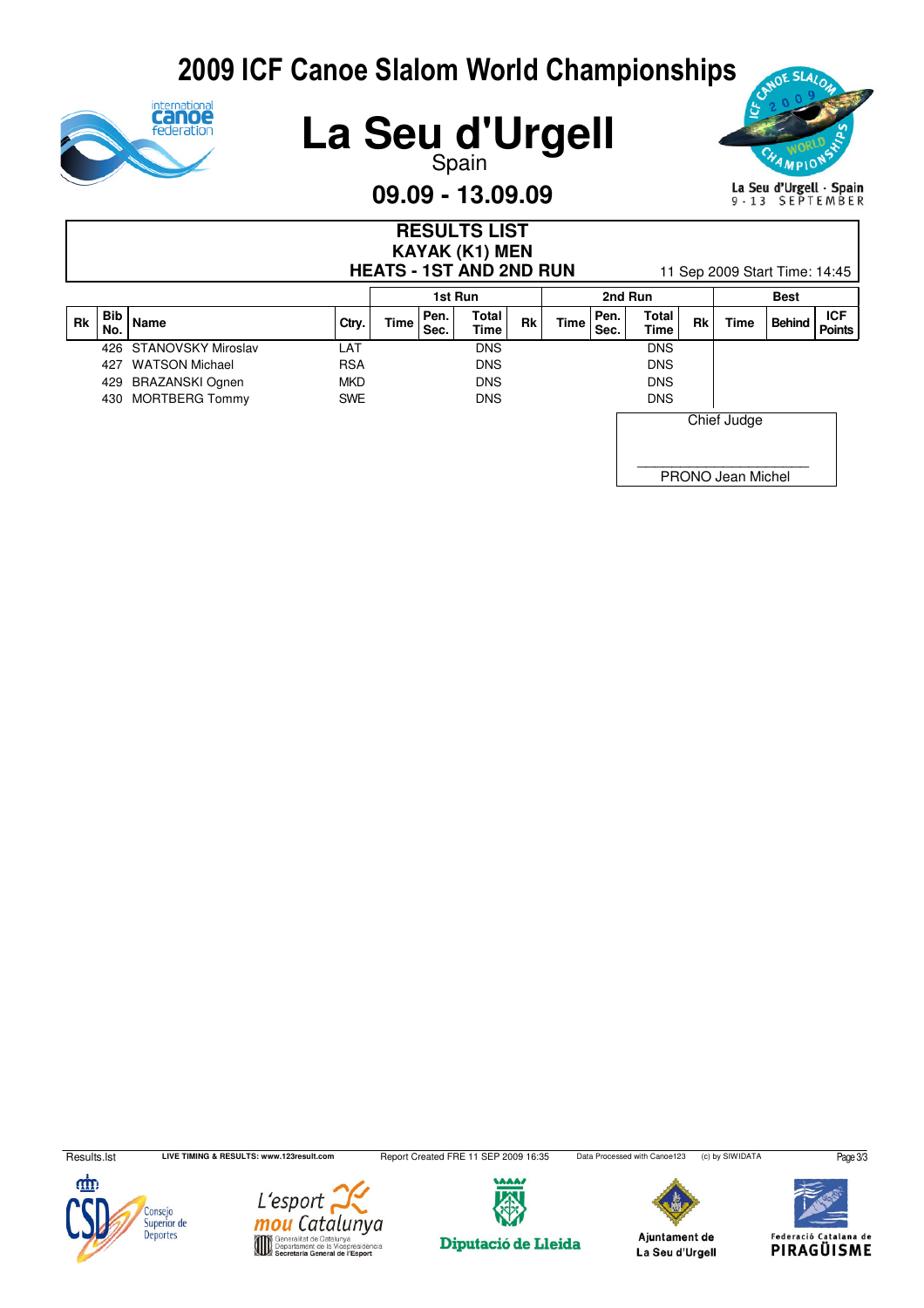# 2009 ICF Canoe Slalom World Championships

# La Seu d'Urgell

Spain

## 09.09 - 13.09.09

## RESULTS LIST
## KAYAK (K1) MEN
## HEATS - 1ST AND 2ND RUN

11 Sep 2009 Start Time: 14:45

| | | | | 1st Run | | | | 2nd Run | | | | Best | | |
|---|---|---|---|---|---|---|---|---|---|---|---|---|---|---|
| Rk | Bib No. | Name | Ctry. | Time | Pen. Sec. | Total Time | Rk | Time | Pen. Sec. | Total Time | Rk | Time | Behind | ICF Points |
| | 426 | STANOVSKY Miroslav | LAT | | | DNS | | | | DNS | | | | |
| | 427 | WATSON Michael | RSA | | | DNS | | | | DNS | | | | |
| | 429 | BRAZANSKI Ognen | MKD | | | DNS | | | | DNS | | | | |
| | 430 | MORTBERG Tommy | SWE | | | DNS | | | | DNS | | | | |

Chief Judge

_______________________

PRONO Jean Michel

Results.lst LIVE TIMING & RESULTS: www.123result.com Report Created FRE 11 SEP 2009 16:35 Data Processed with Canoe123 (c) by SIWIDATA